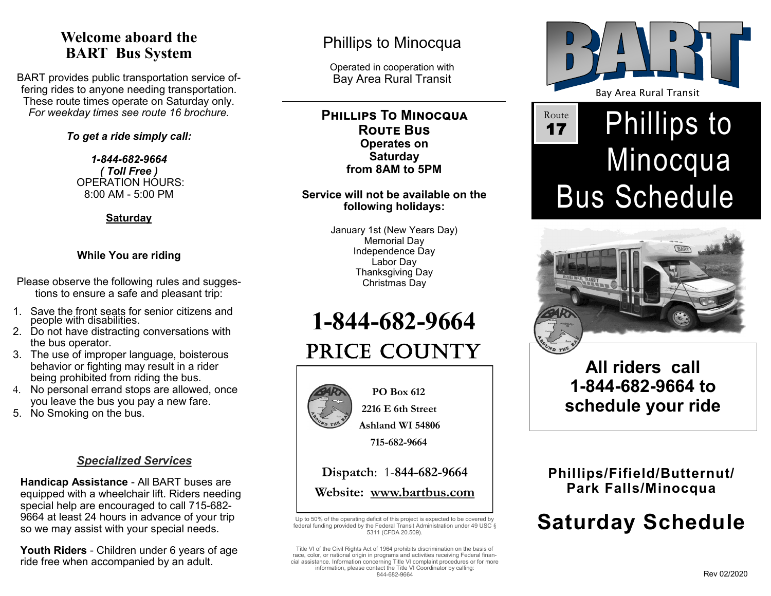# Welcome aboard the BART Bus System

BART provides public transportation service offering rides to anyone needing transportation. These route times operate on Saturday only. *For weekday times see route 16 brochure.*

***To get a ride simply call:***

***1-844-682-9664***
***( Toll Free )***
OPERATION HOURS:
8:00 AM - 5:00 PM

**Saturday**

**While You are riding**

Please observe the following rules and suggestions to ensure a safe and pleasant trip:

1. Save the front seats for senior citizens and people with disabilities.
2. Do not have distracting conversations with the bus operator.
3. The use of improper language, boisterous behavior or fighting may result in a rider being prohibited from riding the bus.
4. No personal errand stops are allowed, once you leave the bus you pay a new fare.
5. No Smoking on the bus.

### *Specialized Services*

**Handicap Assistance** - All BART buses are equipped with a wheelchair lift. Riders needing special help are encouraged to call 715-682-9664 at least 24 hours in advance of your trip so we may assist with your special needs.

**Youth Riders** - Children under 6 years of age ride free when accompanied by an adult.

## Phillips to Minocqua

Operated in cooperation with
Bay Area Rural Transit

**PHILLIPS TO MINOCQUA ROUTE BUS**
**Operates on Saturday from 8AM to 5PM**

**Service will not be available on the following holidays:**

January 1st (New Years Day)
Memorial Day
Independence Day
Labor Day
Thanksgiving Day
Christmas Day

# 1-844-682-9664

# PRICE COUNTY

**PO Box 612**
**2216 E 6th Street**
**Ashland WI 54806**
**715-682-9664**

**Dispatch**: 1-**844-682-9664**

**Website: www.bartbus.com**

Up to 50% of the operating deficit of this project is expected to be covered by federal funding provided by the Federal Transit Administration under 49 USC § 5311 (CFDA 20.509).

Title VI of the Civil Rights Act of 1964 prohibits discrimination on the basis of race, color, or national origin in programs and activities receiving Federal financial assistance. Information concerning Title VI complaint procedures or for more information, please contact the Title VI Coordinator by calling: 844-682-9664

# BART

Bay Area Rural Transit

Route **17**

# Phillips to Minocqua Bus Schedule

## All riders call 1-844-682-9664 to schedule your ride

### Phillips/Fifield/Butternut/ Park Falls/Minocqua

# Saturday Schedule

Rev 02/2020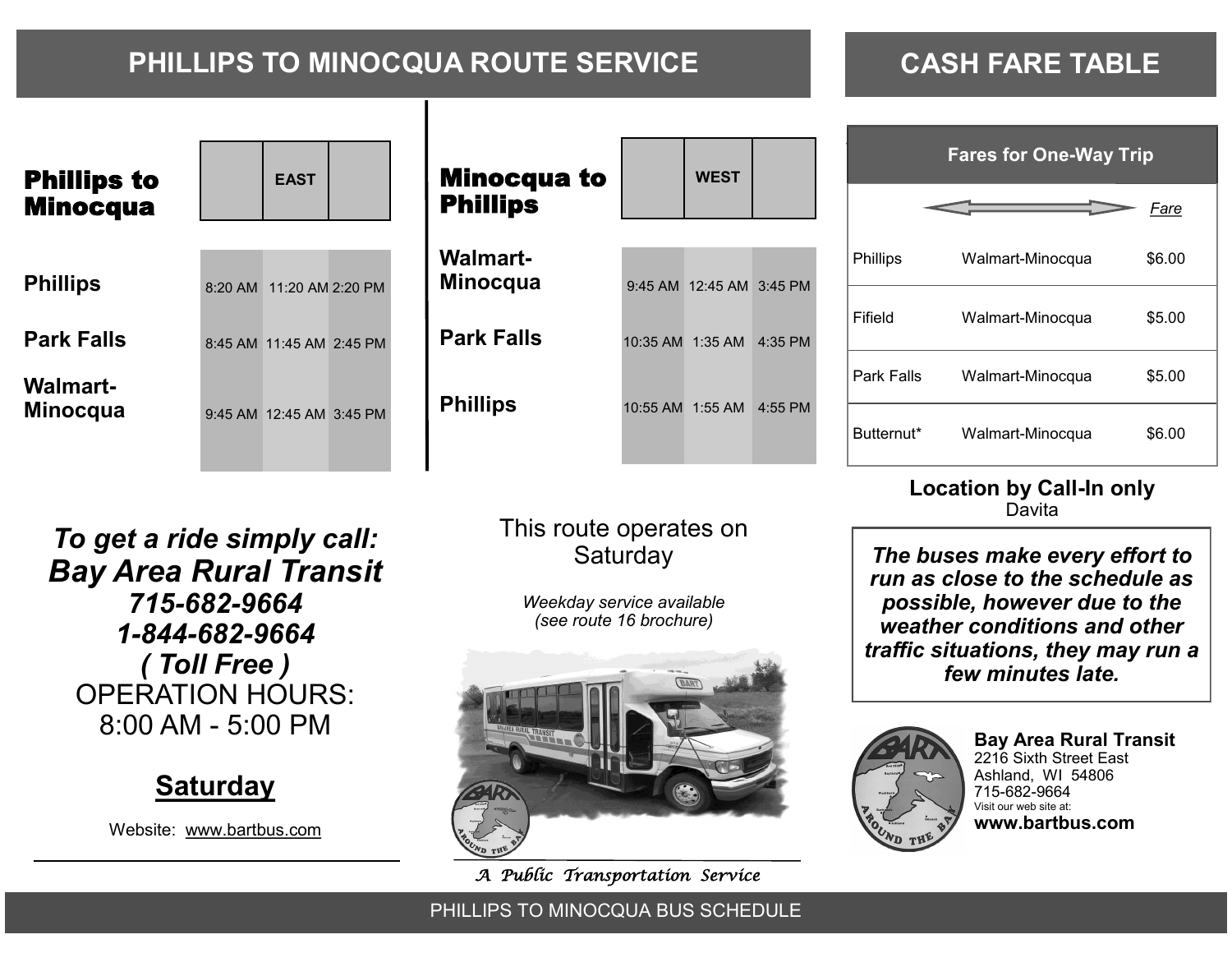## PHILLIPS TO MINOCQUA ROUTE SERVICE

### Phillips to Minocqua

| | EAST | | |
|---|---|---|---|
| Phillips | 8:20 AM | 11:20 AM | 2:20 PM |
| Park Falls | 8:45 AM | 11:45 AM | 2:45 PM |
| Walmart-Minocqua | 9:45 AM | 12:45 AM | 3:45 PM |

### Minocqua to Phillips

| | WEST | | |
|---|---|---|---|
| Walmart-Minocqua | 9:45 AM | 12:45 AM | 3:45 PM |
| Park Falls | 10:35 AM | 1:35 AM | 4:35 PM |
| Phillips | 10:55 AM | 1:55 AM | 4:55 PM |

***To get a ride simply call:***
***Bay Area Rural Transit***
***715-682-9664***
***1-844-682-9664***
***( Toll Free )***

OPERATION HOURS:
8:00 AM - 5:00 PM

**Saturday**

Website: www.bartbus.com

This route operates on Saturday

*Weekday service available (see route 16 brochure)*

*A Public Transportation Service*

## CASH FARE TABLE

| Fares for One-Way Trip | | |
|---|---|---|
| | ⟷ | *Fare* |
| Phillips | Walmart-Minocqua | $6.00 |
| Fifield | Walmart-Minocqua | $5.00 |
| Park Falls | Walmart-Minocqua | $5.00 |
| Butternut* | Walmart-Minocqua | $6.00 |

**Location by Call-In only**
Davita

***The buses make every effort to run as close to the schedule as possible, however due to the weather conditions and other traffic situations, they may run a few minutes late.***

**Bay Area Rural Transit**
2216 Sixth Street East
Ashland, WI 54806
715-682-9664
Visit our web site at:
**www.bartbus.com**

PHILLIPS TO MINOCQUA BUS SCHEDULE